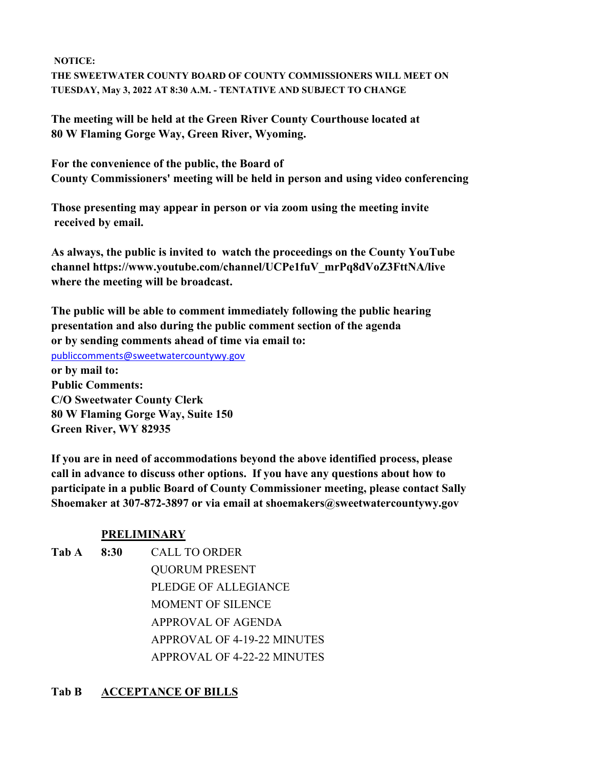**NOTICE:**

**THE SWEETWATER COUNTY BOARD OF COUNTY COMMISSIONERS WILL MEET ON TUESDAY, May 3, 2022 AT 8:30 A.M. - TENTATIVE AND SUBJECT TO CHANGE**

**The meeting will be held at the Green River County Courthouse located at 80 W Flaming Gorge Way, Green River, Wyoming.**

**For the convenience of the public, the Board of County Commissioners' meeting will be held in person and using video conferencing**

**Those presenting may appear in person or via zoom using the meeting invite received by email.**

**As always, the public is invited to watch the proceedings on the County YouTube channel https://www.youtube.com/channel/UCPe1fuV_mrPq8dVoZ3FttNA/live where the meeting will be broadcast.**

**The public will be able to comment immediately following the public hearing presentation and also during the public comment section of the agenda or by sending comments ahead of time via email to:**
publiccomments@sweetwatercountywy.gov
**or by mail to:**
**Public Comments:**
**C/O Sweetwater County Clerk**
**80 W Flaming Gorge Way, Suite 150**
**Green River, WY 82935**

**If you are in need of accommodations beyond the above identified process, please call in advance to discuss other options. If you have any questions about how to participate in a public Board of County Commissioner meeting, please contact Sally Shoemaker at 307-872-3897 or via email at shoemakers@sweetwatercountywy.gov**

## PRELIMINARY

**Tab A** **8:30** CALL TO ORDER
QUORUM PRESENT
PLEDGE OF ALLEGIANCE
MOMENT OF SILENCE
APPROVAL OF AGENDA
APPROVAL OF 4-19-22 MINUTES
APPROVAL OF 4-22-22 MINUTES

**Tab B** **ACCEPTANCE OF BILLS**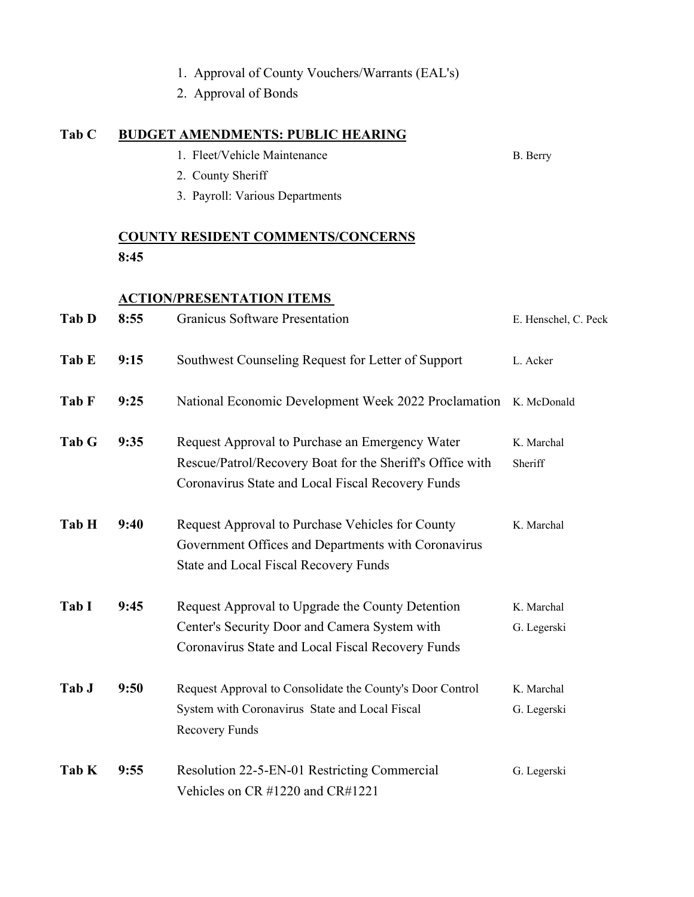1. Approval of County Vouchers/Warrants (EAL's)
2. Approval of Bonds

**Tab C** **BUDGET AMENDMENTS: PUBLIC HEARING**

1. Fleet/Vehicle Maintenance — B. Berry
2. County Sheriff
3. Payroll: Various Departments

**COUNTY RESIDENT COMMENTS/CONCERNS**

**8:45**

**ACTION/PRESENTATION ITEMS**

| | | | |
|---|---|---|---|
| **Tab D** | **8:55** | Granicus Software Presentation | E. Henschel, C. Peck |
| **Tab E** | **9:15** | Southwest Counseling Request for Letter of Support | L. Acker |
| **Tab F** | **9:25** | National Economic Development Week 2022 Proclamation | K. McDonald |
| **Tab G** | **9:35** | Request Approval to Purchase an Emergency Water Rescue/Patrol/Recovery Boat for the Sheriff's Office with Coronavirus State and Local Fiscal Recovery Funds | K. Marchal<br>Sheriff |
| **Tab H** | **9:40** | Request Approval to Purchase Vehicles for County Government Offices and Departments with Coronavirus State and Local Fiscal Recovery Funds | K. Marchal |
| **Tab I** | **9:45** | Request Approval to Upgrade the County Detention Center's Security Door and Camera System with Coronavirus State and Local Fiscal Recovery Funds | K. Marchal<br>G. Legerski |
| **Tab J** | **9:50** | Request Approval to Consolidate the County's Door Control System with Coronavirus State and Local Fiscal Recovery Funds | K. Marchal<br>G. Legerski |
| **Tab K** | **9:55** | Resolution 22-5-EN-01 Restricting Commercial Vehicles on CR #1220 and CR#1221 | G. Legerski |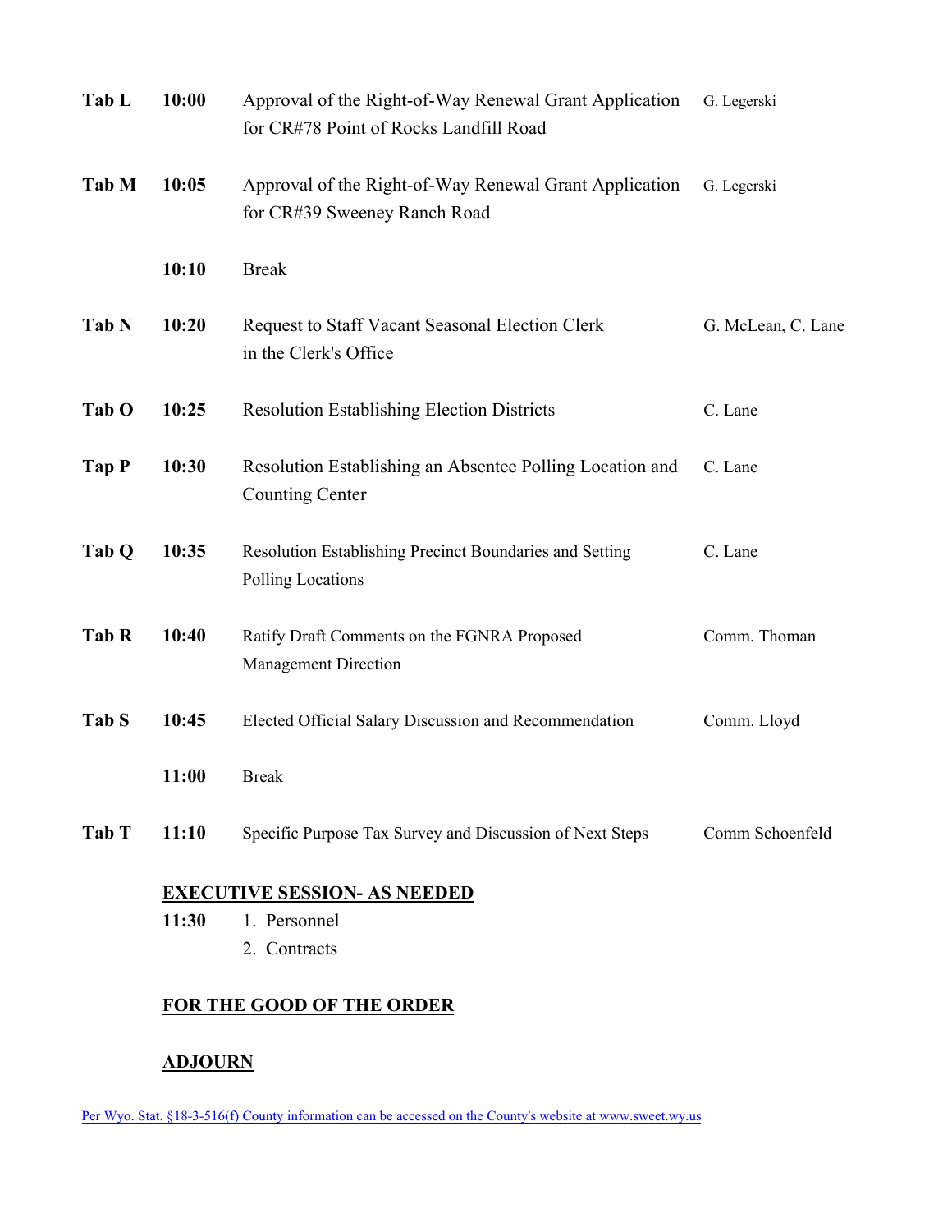| | | | |
|---|---|---|---|
| **Tab L** | **10:00** | Approval of the Right-of-Way Renewal Grant Application for CR#78 Point of Rocks Landfill Road | G. Legerski |
| **Tab M** | **10:05** | Approval of the Right-of-Way Renewal Grant Application for CR#39 Sweeney Ranch Road | G. Legerski |
| | **10:10** | Break | |
| **Tab N** | **10:20** | Request to Staff Vacant Seasonal Election Clerk in the Clerk's Office | G. McLean, C. Lane |
| **Tab O** | **10:25** | Resolution Establishing Election Districts | C. Lane |
| **Tap P** | **10:30** | Resolution Establishing an Absentee Polling Location and Counting Center | C. Lane |
| **Tab Q** | **10:35** | Resolution Establishing Precinct Boundaries and Setting Polling Locations | C. Lane |
| **Tab R** | **10:40** | Ratify Draft Comments on the FGNRA Proposed Management Direction | Comm. Thoman |
| **Tab S** | **10:45** | Elected Official Salary Discussion and Recommendation | Comm. Lloyd |
| | **11:00** | Break | |
| **Tab T** | **11:10** | Specific Purpose Tax Survey and Discussion of Next Steps | Comm Schoenfeld |

**EXECUTIVE SESSION- AS NEEDED**

**11:30**
1. Personnel
2. Contracts

**FOR THE GOOD OF THE ORDER**

**ADJOURN**

Per Wyo. Stat. §18-3-516(f) County information can be accessed on the County's website at www.sweet.wy.us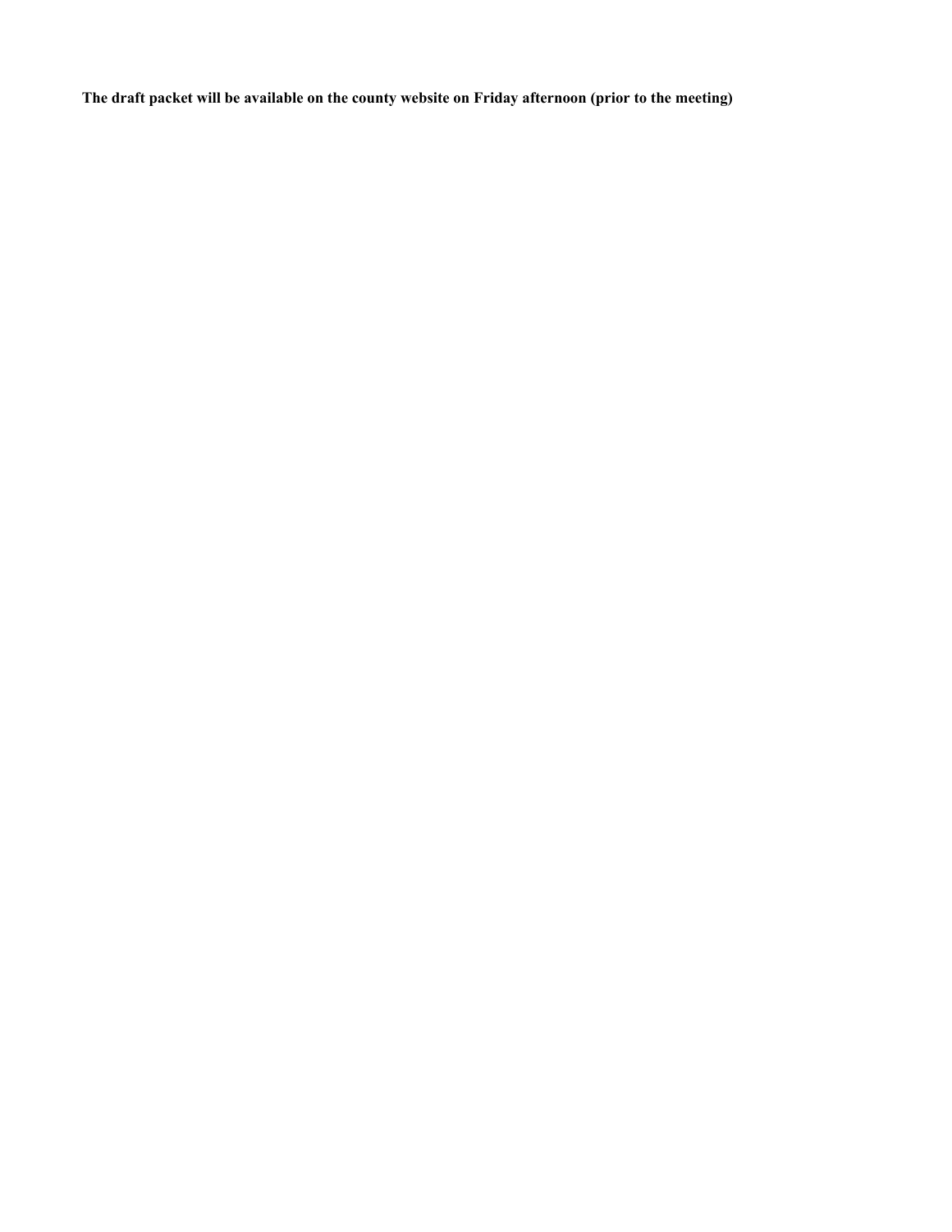**The draft packet will be available on the county website on Friday afternoon (prior to the meeting)**